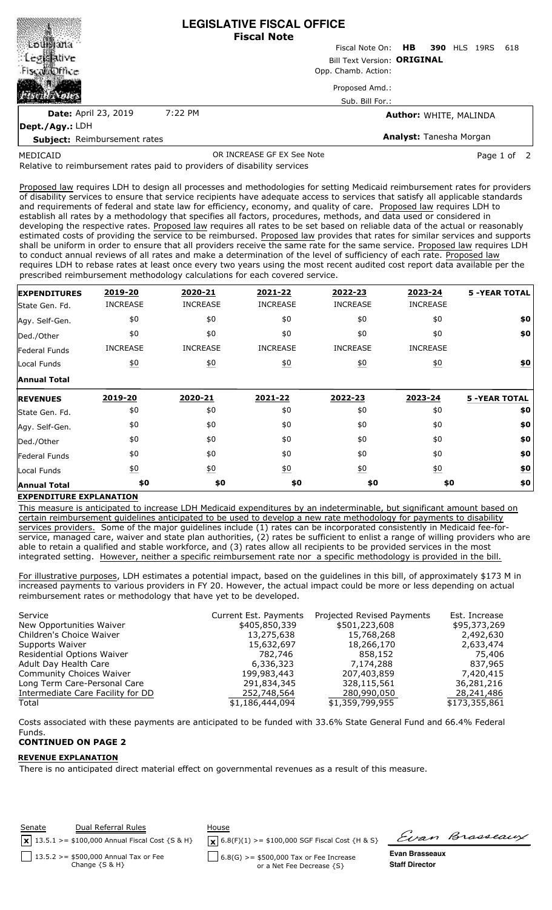# LEGISLATIVE FISCAL OFFICE
## Fiscal Note

Fiscal Note On: **HB 390** HLS 19RS 618

Bill Text Version: **ORIGINAL**

Opp. Chamb. Action:

Proposed Amd.:

Sub. Bill For.:

**Date:** April 23, 2019 7:22 PM

**Author:** WHITE, MALINDA

**Dept./Agy.:** LDH

**Subject:** Reimbursement rates

**Analyst:** Tanesha Morgan

MEDICAID OR INCREASE GF EX See Note

Relative to reimbursement rates paid to providers of disability services

Proposed law requires LDH to design all processes and methodologies for setting Medicaid reimbursement rates for providers of disability services to ensure that service recipients have adequate access to services that satisfy all applicable standards and requirements of federal and state law for efficiency, economy, and quality of care. Proposed law requires LDH to establish all rates by a methodology that specifies all factors, procedures, methods, and data used or considered in developing the respective rates. Proposed law requires all rates to be set based on reliable data of the actual or reasonably estimated costs of providing the service to be reimbursed. Proposed law provides that rates for similar services and supports shall be uniform in order to ensure that all providers receive the same rate for the same service. Proposed law requires LDH to conduct annual reviews of all rates and make a determination of the level of sufficiency of each rate. Proposed law requires LDH to rebase rates at least once every two years using the most recent audited cost report data available per the prescribed reimbursement methodology calculations for each covered service.

| **EXPENDITURES** | **2019-20** | **2020-21** | **2021-22** | **2022-23** | **2023-24** | **5 -YEAR TOTAL** |
|---|---|---|---|---|---|---|
| State Gen. Fd. | INCREASE | INCREASE | INCREASE | INCREASE | INCREASE | |
| Agy. Self-Gen. | $0 | $0 | $0 | $0 | $0 | **$0** |
| Ded./Other | $0 | $0 | $0 | $0 | $0 | **$0** |
| Federal Funds | INCREASE | INCREASE | INCREASE | INCREASE | INCREASE | |
| Local Funds | $0 | $0 | $0 | $0 | $0 | **$0** |
| **Annual Total** | | | | | | |
| **REVENUES** | **2019-20** | **2020-21** | **2021-22** | **2022-23** | **2023-24** | **5 -YEAR TOTAL** |
| State Gen. Fd. | $0 | $0 | $0 | $0 | $0 | **$0** |
| Agy. Self-Gen. | $0 | $0 | $0 | $0 | $0 | **$0** |
| Ded./Other | $0 | $0 | $0 | $0 | $0 | **$0** |
| Federal Funds | $0 | $0 | $0 | $0 | $0 | **$0** |
| Local Funds | $0 | $0 | $0 | $0 | $0 | **$0** |
| **Annual Total** | **$0** | **$0** | **$0** | **$0** | **$0** | **$0** |

**EXPENDITURE EXPLANATION**

This measure is anticipated to increase LDH Medicaid expenditures by an indeterminable, but significant amount based on certain reimbursement guidelines anticipated to be used to develop a new rate methodology for payments to disability services providers. Some of the major guidelines include (1) rates can be incorporated consistently in Medicaid fee-for-service, managed care, waiver and state plan authorities, (2) rates be sufficient to enlist a range of willing providers who are able to retain a qualified and stable workforce, and (3) rates allow all recipients to be provided services in the most integrated setting. However, neither a specific reimbursement rate nor a specific methodology is provided in the bill.

For illustrative purposes, LDH estimates a potential impact, based on the guidelines in this bill, of approximately $173 M in increased payments to various providers in FY 20. However, the actual impact could be more or less depending on actual reimbursement rates or methodology that have yet to be developed.

| Service | Current Est. Payments | Projected Revised Payments | Est. Increase |
|---|---|---|---|
| New Opportunities Waiver | $405,850,339 | $501,223,608 | $95,373,269 |
| Children's Choice Waiver | 13,275,638 | 15,768,268 | 2,492,630 |
| Supports Waiver | 15,632,697 | 18,266,170 | 2,633,474 |
| Residential Options Waiver | 782,746 | 858,152 | 75,406 |
| Adult Day Health Care | 6,336,323 | 7,174,288 | 837,965 |
| Community Choices Waiver | 199,983,443 | 207,403,859 | 7,420,415 |
| Long Term Care-Personal Care | 291,834,345 | 328,115,561 | 36,281,216 |
| Intermediate Care Facility for DD | 252,748,564 | 280,990,050 | 28,241,486 |
| Total | $1,186,444,094 | $1,359,799,955 | $173,355,861 |

Costs associated with these payments are anticipated to be funded with 33.6% State General Fund and 66.4% Federal Funds.

**CONTINUED ON PAGE 2**

**REVENUE EXPLANATION**

There is no anticipated direct material effect on governmental revenues as a result of this measure.

| Senate | Dual Referral Rules | House |
|---|---|---|
| [x] 13.5.1 >= $100,000 Annual Fiscal Cost {S & H} | | [x] 6.8(F)(1) >= $100,000 SGF Fiscal Cost {H & S} |
| [ ] 13.5.2 >= $500,000 Annual Tax or Fee Change {S & H} | | [ ] 6.8(G) >= $500,000 Tax or Fee Increase or a Net Fee Decrease {S} |

**Evan Brasseaux**
**Staff Director**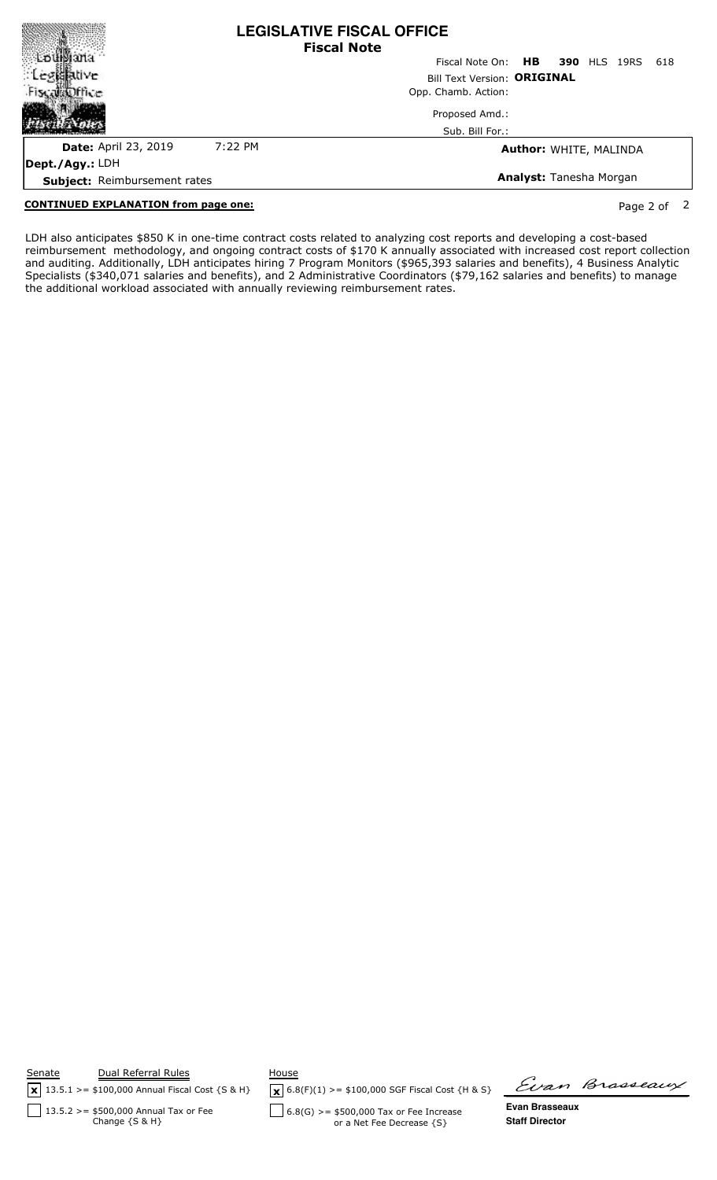# LEGISLATIVE FISCAL OFFICE

**Fiscal Note**

Fiscal Note On: **HB 390** HLS 19RS 618

Bill Text Version: **ORIGINAL**

Opp. Chamb. Action:

Proposed Amd.:

Sub. Bill For.:

**Date:** April 23, 2019 7:22 PM

**Author:** WHITE, MALINDA

**Dept./Agy.:** LDH

**Subject:** Reimbursement rates

**Analyst:** Tanesha Morgan

**CONTINUED EXPLANATION from page one:**

LDH also anticipates $850 K in one-time contract costs related to analyzing cost reports and developing a cost-based reimbursement methodology, and ongoing contract costs of $170 K annually associated with increased cost report collection and auditing. Additionally, LDH anticipates hiring 7 Program Monitors ($965,393 salaries and benefits), 4 Business Analytic Specialists ($340,071 salaries and benefits), and 2 Administrative Coordinators ($79,162 salaries and benefits) to manage the additional workload associated with annually reviewing reimbursement rates.

Senate — Dual Referral Rules

- [x] 13.5.1 >= $100,000 Annual Fiscal Cost {S & H}
- [ ] 13.5.2 >= $500,000 Annual Tax or Fee Change {S & H}

House

- [x] 6.8(F)(1) >= $100,000 SGF Fiscal Cost {H & S}
- [ ] 6.8(G) >= $500,000 Tax or Fee Increase or a Net Fee Decrease {S}

Evan Brasseaux
Staff Director